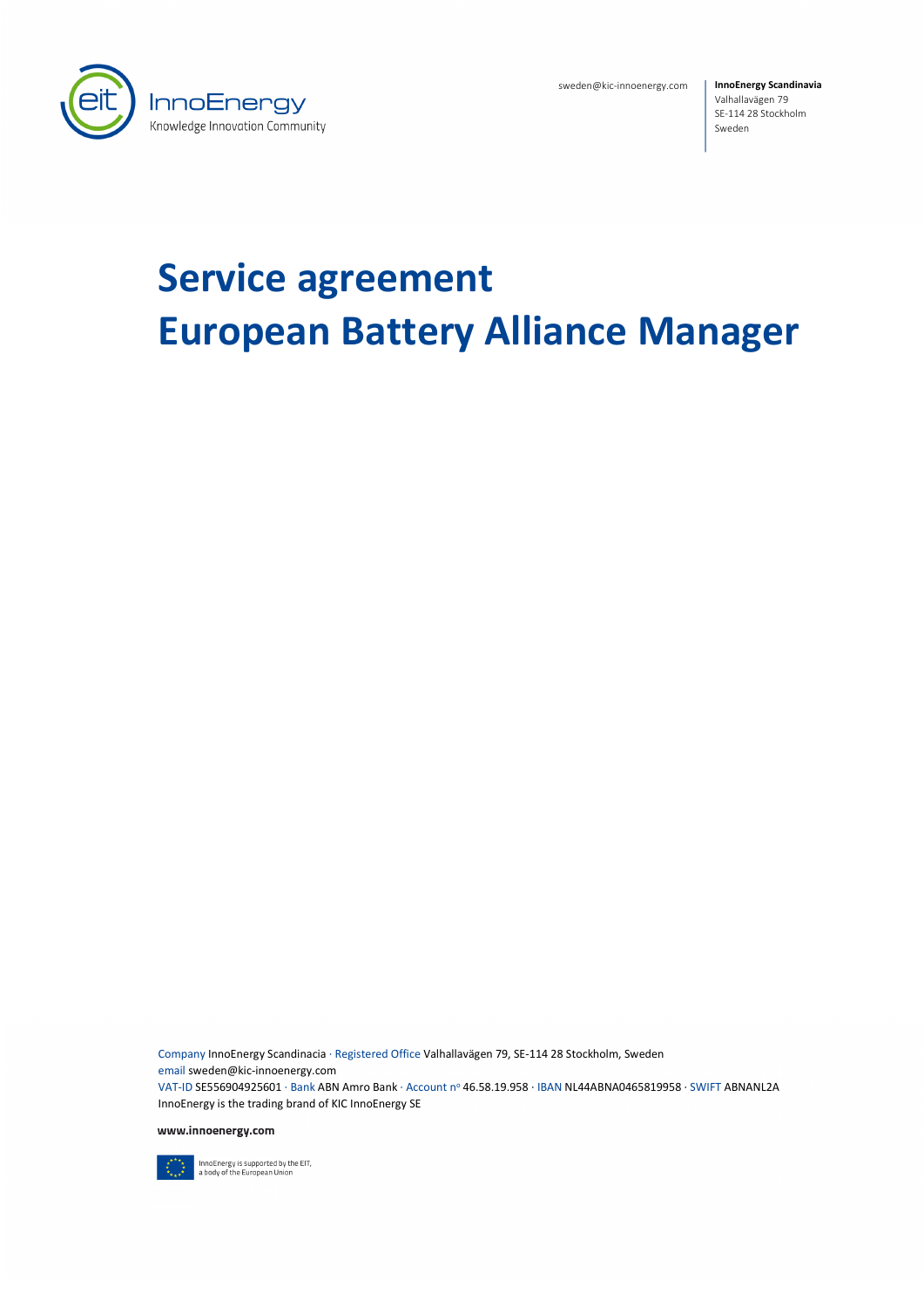sweden@kic-innoenergy.com

**InnoEnergy Scandinavia**
Valhallavägen 79
SE-114 28 Stockholm
Sweden

# Service agreement
# European Battery Alliance Manager

Company InnoEnergy Scandinacia · Registered Office Valhallavägen 79, SE-114 28 Stockholm, Sweden
email sweden@kic-innoenergy.com
VAT-ID SE556904925601 · Bank ABN Amro Bank · Account nº 46.58.19.958 · IBAN NL44ABNA0465819958 · SWIFT ABNANL2A
InnoEnergy is the trading brand of KIC InnoEnergy SE

**www.innoenergy.com**

InnoEnergy is supported by the EIT, a body of the European Union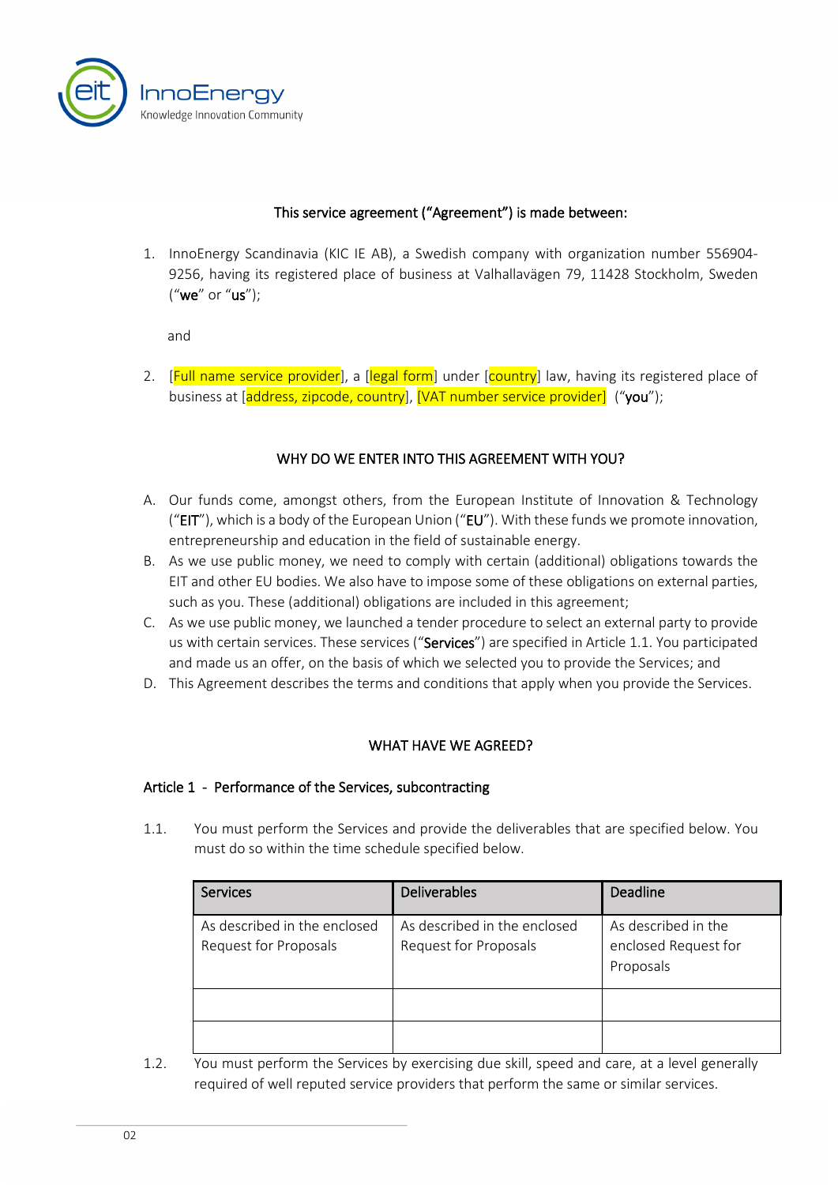This service agreement (“**Agreement**”) is made between:

1. InnoEnergy Scandinavia (KIC IE AB), a Swedish company with organization number 556904-9256, having its registered place of business at Valhallavägen 79, 11428 Stockholm, Sweden (“**we**” or “**us**”);

   and

2. [Full name service provider], a [legal form] under [country] law, having its registered place of business at [address, zipcode, country], [VAT number service provider] (“**you**”);

## WHY DO WE ENTER INTO THIS AGREEMENT WITH YOU?

A. Our funds come, amongst others, from the European Institute of Innovation & Technology (“**EIT**”), which is a body of the European Union (“**EU**”). With these funds we promote innovation, entrepreneurship and education in the field of sustainable energy.

B. As we use public money, we need to comply with certain (additional) obligations towards the EIT and other EU bodies. We also have to impose some of these obligations on external parties, such as you. These (additional) obligations are included in this agreement;

C. As we use public money, we launched a tender procedure to select an external party to provide us with certain services. These services (“**Services**”) are specified in Article 1.1. You participated and made us an offer, on the basis of which we selected you to provide the Services; and

D. This Agreement describes the terms and conditions that apply when you provide the Services.

## WHAT HAVE WE AGREED?

### Article 1 - Performance of the Services, subcontracting

1.1. You must perform the Services and provide the deliverables that are specified below. You must do so within the time schedule specified below.

| Services | Deliverables | Deadline |
|---|---|---|
| As described in the enclosed Request for Proposals | As described in the enclosed Request for Proposals | As described in the enclosed Request for Proposals |
| | | |
| | | |

1.2. You must perform the Services by exercising due skill, speed and care, at a level generally required of well reputed service providers that perform the same or similar services.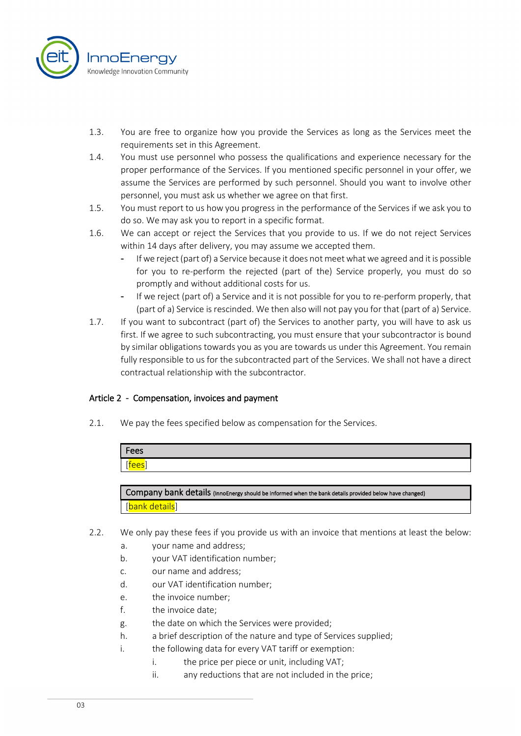1.3. You are free to organize how you provide the Services as long as the Services meet the requirements set in this Agreement.

1.4. You must use personnel who possess the qualifications and experience necessary for the proper performance of the Services. If you mentioned specific personnel in your offer, we assume the Services are performed by such personnel. Should you want to involve other personnel, you must ask us whether we agree on that first.

1.5. You must report to us how you progress in the performance of the Services if we ask you to do so. We may ask you to report in a specific format.

1.6. We can accept or reject the Services that you provide to us. If we do not reject Services within 14 days after delivery, you may assume we accepted them.

- If we reject (part of) a Service because it does not meet what we agreed and it is possible for you to re-perform the rejected (part of the) Service properly, you must do so promptly and without additional costs for us.
- If we reject (part of) a Service and it is not possible for you to re-perform properly, that (part of a) Service is rescinded. We then also will not pay you for that (part of a) Service.

1.7. If you want to subcontract (part of) the Services to another party, you will have to ask us first. If we agree to such subcontracting, you must ensure that your subcontractor is bound by similar obligations towards you as you are towards us under this Agreement. You remain fully responsible to us for the subcontracted part of the Services. We shall not have a direct contractual relationship with the subcontractor.

## Article 2 - Compensation, invoices and payment

2.1. We pay the fees specified below as compensation for the Services.

| Fees |
| --- |
| [fees] |

| Company bank details (InnoEnergy should be informed when the bank details provided below have changed) |
| --- |
| [bank details] |

2.2. We only pay these fees if you provide us with an invoice that mentions at least the below:

a. your name and address;
b. your VAT identification number;
c. our name and address;
d. our VAT identification number;
e. the invoice number;
f. the invoice date;
g. the date on which the Services were provided;
h. a brief description of the nature and type of Services supplied;
i. the following data for every VAT tariff or exemption:
   i. the price per piece or unit, including VAT;
   ii. any reductions that are not included in the price;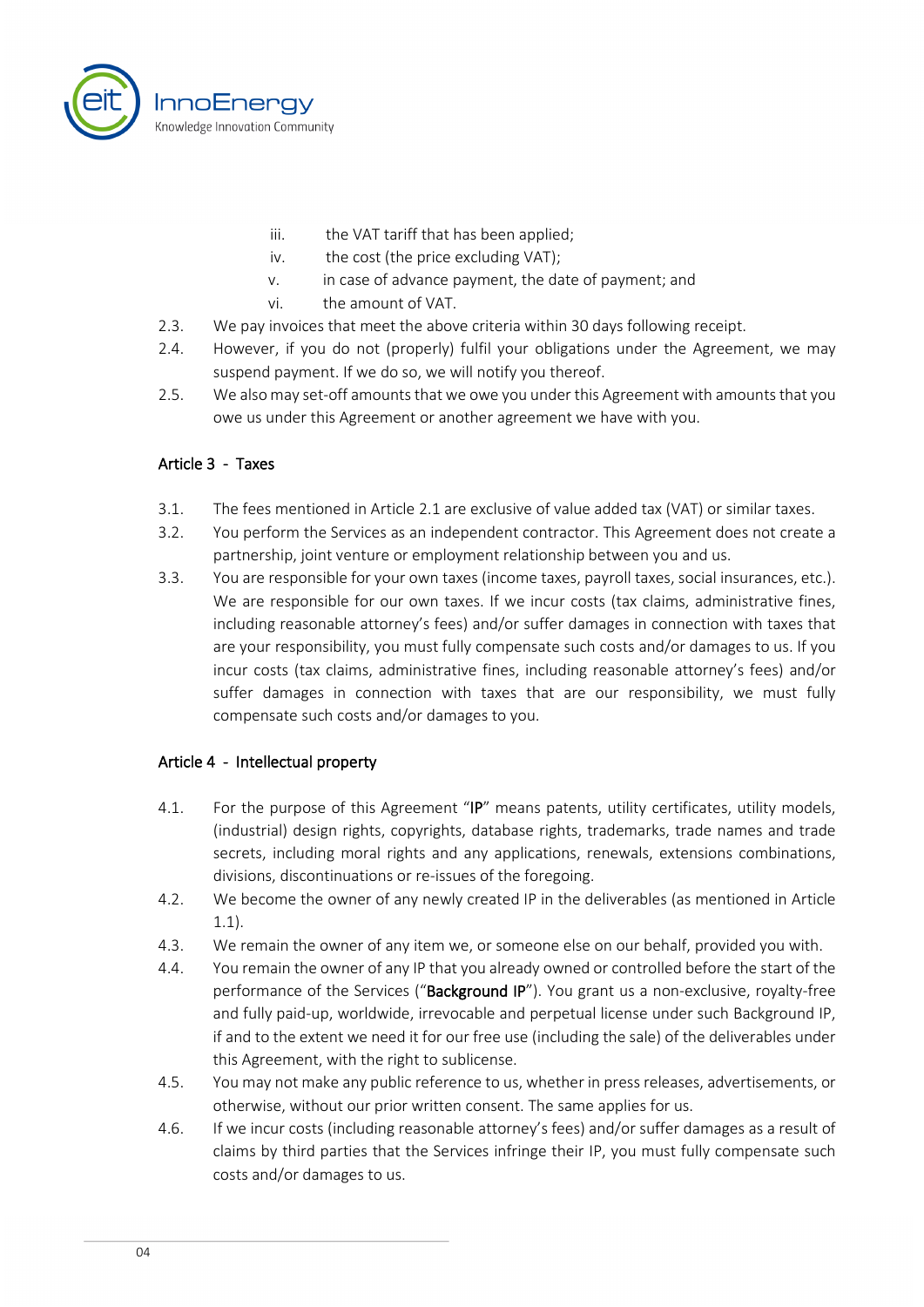iii. the VAT tariff that has been applied;
iv. the cost (the price excluding VAT);
v. in case of advance payment, the date of payment; and
vi. the amount of VAT.

2.3. We pay invoices that meet the above criteria within 30 days following receipt.

2.4. However, if you do not (properly) fulfil your obligations under the Agreement, we may suspend payment. If we do so, we will notify you thereof.

2.5. We also may set-off amounts that we owe you under this Agreement with amounts that you owe us under this Agreement or another agreement we have with you.

## Article 3 - Taxes

3.1. The fees mentioned in Article 2.1 are exclusive of value added tax (VAT) or similar taxes.

3.2. You perform the Services as an independent contractor. This Agreement does not create a partnership, joint venture or employment relationship between you and us.

3.3. You are responsible for your own taxes (income taxes, payroll taxes, social insurances, etc.). We are responsible for our own taxes. If we incur costs (tax claims, administrative fines, including reasonable attorney's fees) and/or suffer damages in connection with taxes that are your responsibility, you must fully compensate such costs and/or damages to us. If you incur costs (tax claims, administrative fines, including reasonable attorney's fees) and/or suffer damages in connection with taxes that are our responsibility, we must fully compensate such costs and/or damages to you.

## Article 4 - Intellectual property

4.1. For the purpose of this Agreement "**IP**" means patents, utility certificates, utility models, (industrial) design rights, copyrights, database rights, trademarks, trade names and trade secrets, including moral rights and any applications, renewals, extensions combinations, divisions, discontinuations or re-issues of the foregoing.

4.2. We become the owner of any newly created IP in the deliverables (as mentioned in Article 1.1).

4.3. We remain the owner of any item we, or someone else on our behalf, provided you with.

4.4. You remain the owner of any IP that you already owned or controlled before the start of the performance of the Services ("**Background IP**"). You grant us a non-exclusive, royalty-free and fully paid-up, worldwide, irrevocable and perpetual license under such Background IP, if and to the extent we need it for our free use (including the sale) of the deliverables under this Agreement, with the right to sublicense.

4.5. You may not make any public reference to us, whether in press releases, advertisements, or otherwise, without our prior written consent. The same applies for us.

4.6. If we incur costs (including reasonable attorney's fees) and/or suffer damages as a result of claims by third parties that the Services infringe their IP, you must fully compensate such costs and/or damages to us.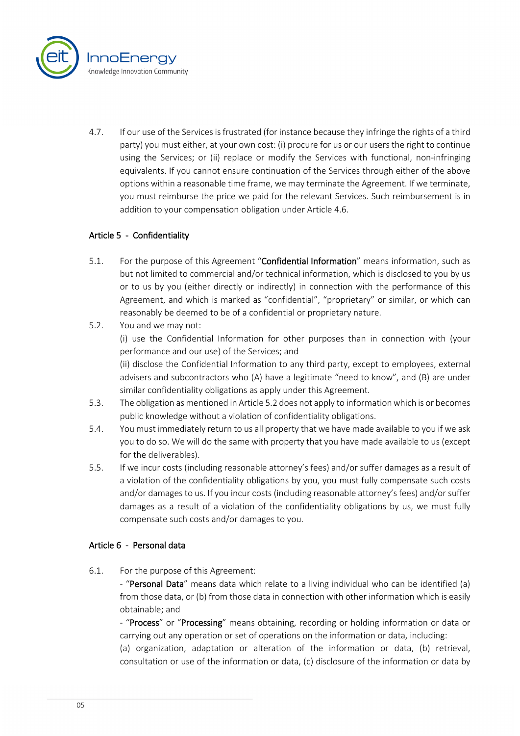4.7. If our use of the Services is frustrated (for instance because they infringe the rights of a third party) you must either, at your own cost: (i) procure for us or our users the right to continue using the Services; or (ii) replace or modify the Services with functional, non-infringing equivalents. If you cannot ensure continuation of the Services through either of the above options within a reasonable time frame, we may terminate the Agreement. If we terminate, you must reimburse the price we paid for the relevant Services. Such reimbursement is in addition to your compensation obligation under Article 4.6.

### Article 5 - Confidentiality

5.1. For the purpose of this Agreement "**Confidential Information**" means information, such as but not limited to commercial and/or technical information, which is disclosed to you by us or to us by you (either directly or indirectly) in connection with the performance of this Agreement, and which is marked as "confidential", "proprietary" or similar, or which can reasonably be deemed to be of a confidential or proprietary nature.

5.2. You and we may not:
(i) use the Confidential Information for other purposes than in connection with (your performance and our use) of the Services; and
(ii) disclose the Confidential Information to any third party, except to employees, external advisers and subcontractors who (A) have a legitimate "need to know", and (B) are under similar confidentiality obligations as apply under this Agreement.

5.3. The obligation as mentioned in Article 5.2 does not apply to information which is or becomes public knowledge without a violation of confidentiality obligations.

5.4. You must immediately return to us all property that we have made available to you if we ask you to do so. We will do the same with property that you have made available to us (except for the deliverables).

5.5. If we incur costs (including reasonable attorney's fees) and/or suffer damages as a result of a violation of the confidentiality obligations by you, you must fully compensate such costs and/or damages to us. If you incur costs (including reasonable attorney's fees) and/or suffer damages as a result of a violation of the confidentiality obligations by us, we must fully compensate such costs and/or damages to you.

### Article 6 - Personal data

6.1. For the purpose of this Agreement:
- "**Personal Data**" means data which relate to a living individual who can be identified (a) from those data, or (b) from those data in connection with other information which is easily obtainable; and
- "**Process**" or "**Processing**" means obtaining, recording or holding information or data or carrying out any operation or set of operations on the information or data, including:
(a) organization, adaptation or alteration of the information or data, (b) retrieval, consultation or use of the information or data, (c) disclosure of the information or data by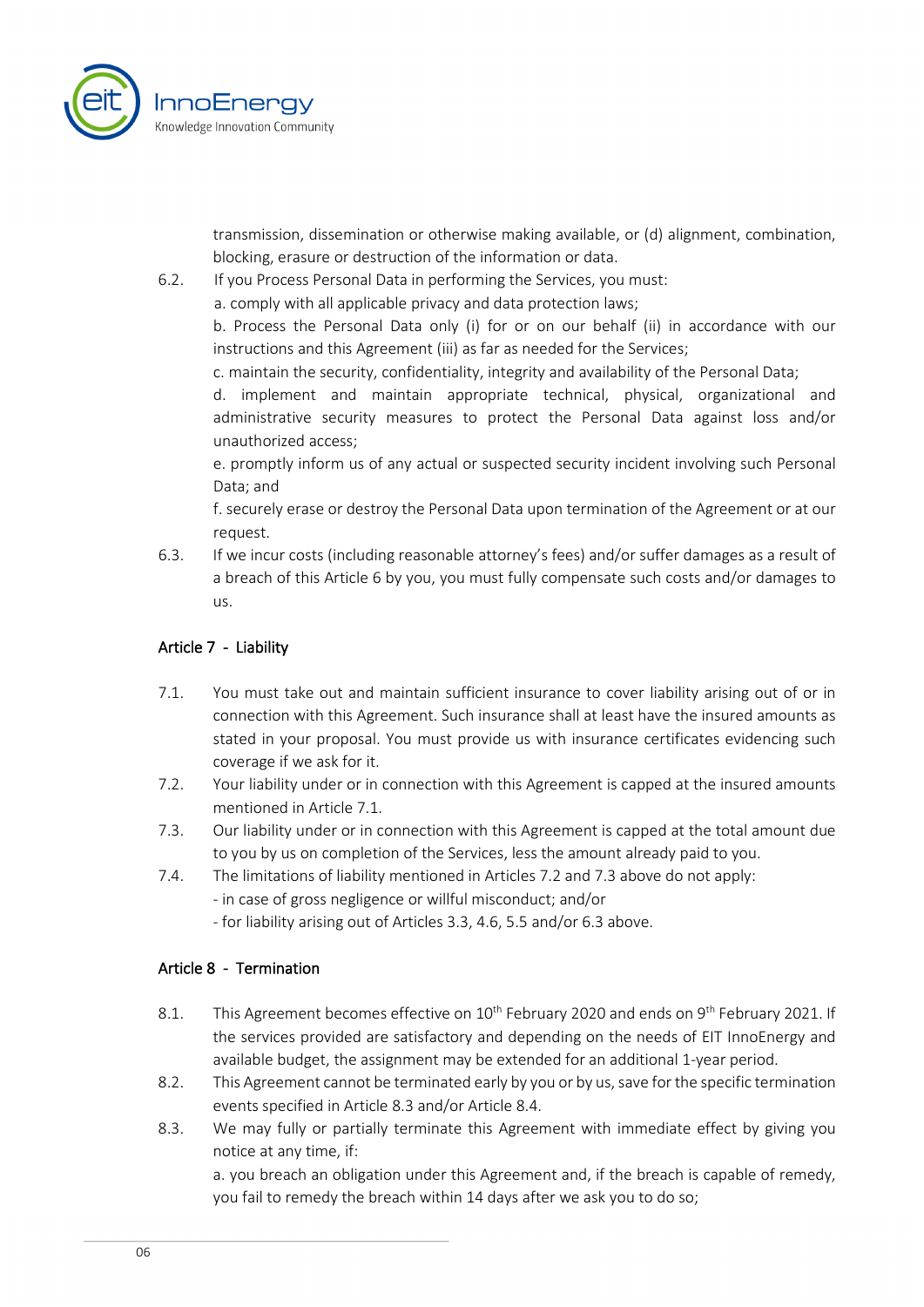transmission, dissemination or otherwise making available, or (d) alignment, combination, blocking, erasure or destruction of the information or data.

6.2. If you Process Personal Data in performing the Services, you must:

a. comply with all applicable privacy and data protection laws;

b. Process the Personal Data only (i) for or on our behalf (ii) in accordance with our instructions and this Agreement (iii) as far as needed for the Services;

c. maintain the security, confidentiality, integrity and availability of the Personal Data;

d. implement and maintain appropriate technical, physical, organizational and administrative security measures to protect the Personal Data against loss and/or unauthorized access;

e. promptly inform us of any actual or suspected security incident involving such Personal Data; and

f. securely erase or destroy the Personal Data upon termination of the Agreement or at our request.

6.3. If we incur costs (including reasonable attorney's fees) and/or suffer damages as a result of a breach of this Article 6 by you, you must fully compensate such costs and/or damages to us.

### Article 7 - Liability

7.1. You must take out and maintain sufficient insurance to cover liability arising out of or in connection with this Agreement. Such insurance shall at least have the insured amounts as stated in your proposal. You must provide us with insurance certificates evidencing such coverage if we ask for it.

7.2. Your liability under or in connection with this Agreement is capped at the insured amounts mentioned in Article 7.1.

7.3. Our liability under or in connection with this Agreement is capped at the total amount due to you by us on completion of the Services, less the amount already paid to you.

7.4. The limitations of liability mentioned in Articles 7.2 and 7.3 above do not apply:

- in case of gross negligence or willful misconduct; and/or
- for liability arising out of Articles 3.3, 4.6, 5.5 and/or 6.3 above.

### Article 8 - Termination

8.1. This Agreement becomes effective on 10th February 2020 and ends on 9th February 2021. If the services provided are satisfactory and depending on the needs of EIT InnoEnergy and available budget, the assignment may be extended for an additional 1-year period.

8.2. This Agreement cannot be terminated early by you or by us, save for the specific termination events specified in Article 8.3 and/or Article 8.4.

8.3. We may fully or partially terminate this Agreement with immediate effect by giving you notice at any time, if:

a. you breach an obligation under this Agreement and, if the breach is capable of remedy, you fail to remedy the breach within 14 days after we ask you to do so;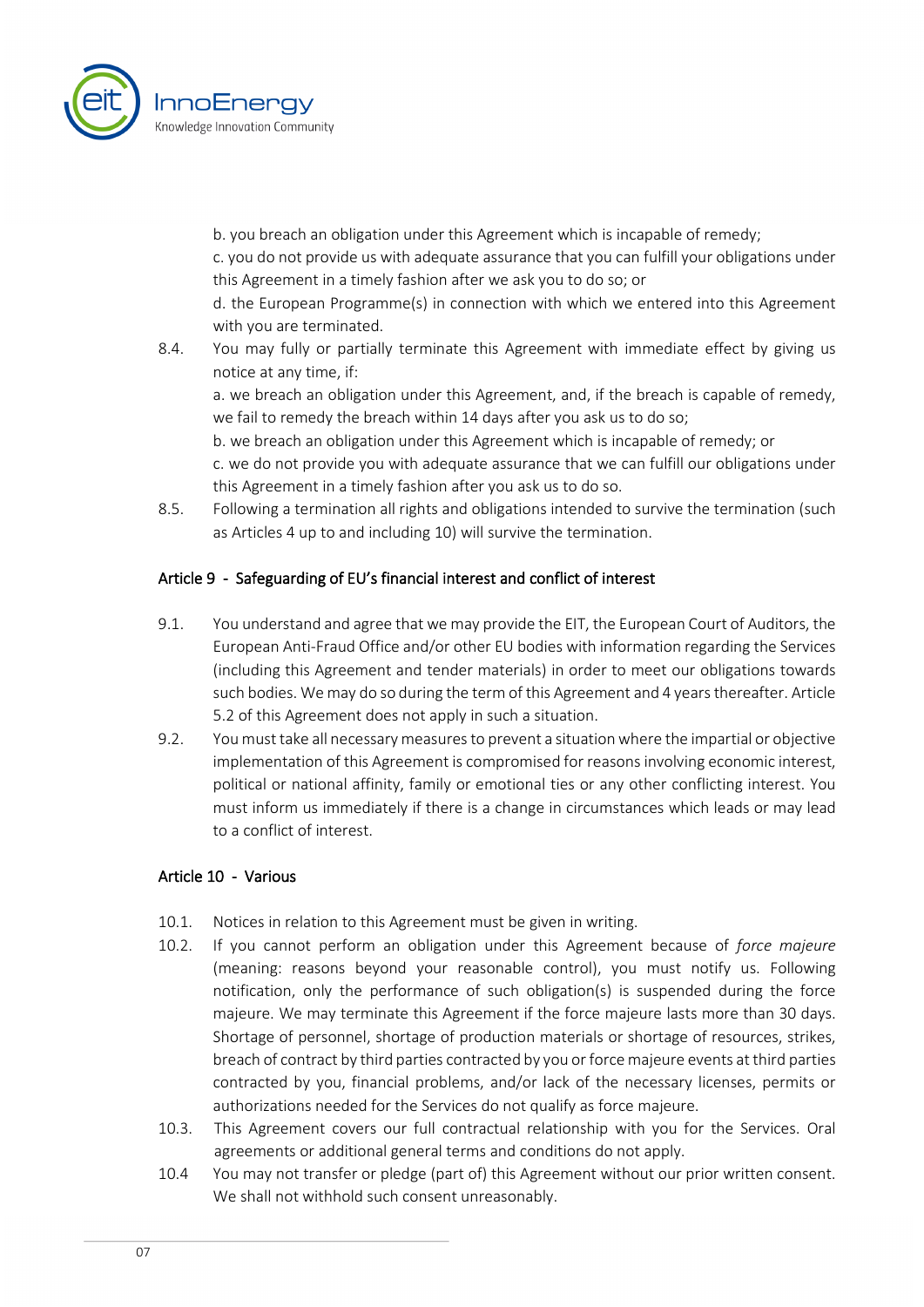b. you breach an obligation under this Agreement which is incapable of remedy;

c. you do not provide us with adequate assurance that you can fulfill your obligations under this Agreement in a timely fashion after we ask you to do so; or

d. the European Programme(s) in connection with which we entered into this Agreement with you are terminated.

8.4. You may fully or partially terminate this Agreement with immediate effect by giving us notice at any time, if:

a. we breach an obligation under this Agreement, and, if the breach is capable of remedy, we fail to remedy the breach within 14 days after you ask us to do so;

b. we breach an obligation under this Agreement which is incapable of remedy; or

c. we do not provide you with adequate assurance that we can fulfill our obligations under this Agreement in a timely fashion after you ask us to do so.

8.5. Following a termination all rights and obligations intended to survive the termination (such as Articles 4 up to and including 10) will survive the termination.

### Article 9 - Safeguarding of EU's financial interest and conflict of interest

9.1. You understand and agree that we may provide the EIT, the European Court of Auditors, the European Anti-Fraud Office and/or other EU bodies with information regarding the Services (including this Agreement and tender materials) in order to meet our obligations towards such bodies. We may do so during the term of this Agreement and 4 years thereafter. Article 5.2 of this Agreement does not apply in such a situation.

9.2. You must take all necessary measures to prevent a situation where the impartial or objective implementation of this Agreement is compromised for reasons involving economic interest, political or national affinity, family or emotional ties or any other conflicting interest. You must inform us immediately if there is a change in circumstances which leads or may lead to a conflict of interest.

### Article 10 - Various

10.1. Notices in relation to this Agreement must be given in writing.

10.2. If you cannot perform an obligation under this Agreement because of *force majeure* (meaning: reasons beyond your reasonable control), you must notify us. Following notification, only the performance of such obligation(s) is suspended during the force majeure. We may terminate this Agreement if the force majeure lasts more than 30 days. Shortage of personnel, shortage of production materials or shortage of resources, strikes, breach of contract by third parties contracted by you or force majeure events at third parties contracted by you, financial problems, and/or lack of the necessary licenses, permits or authorizations needed for the Services do not qualify as force majeure.

10.3. This Agreement covers our full contractual relationship with you for the Services. Oral agreements or additional general terms and conditions do not apply.

10.4 You may not transfer or pledge (part of) this Agreement without our prior written consent. We shall not withhold such consent unreasonably.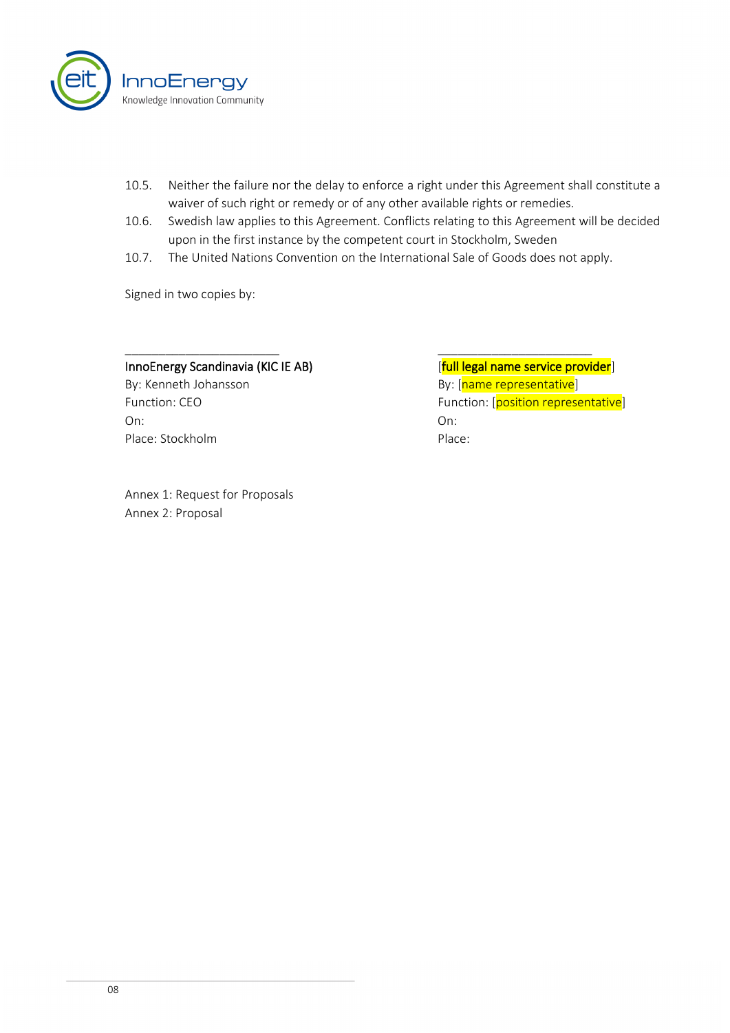10.5. Neither the failure nor the delay to enforce a right under this Agreement shall constitute a waiver of such right or remedy or of any other available rights or remedies.

10.6. Swedish law applies to this Agreement. Conflicts relating to this Agreement will be decided upon in the first instance by the competent court in Stockholm, Sweden

10.7. The United Nations Convention on the International Sale of Goods does not apply.

Signed in two copies by:

_______________________

InnoEnergy Scandinavia (KIC IE AB)
By: Kenneth Johansson
Function: CEO
On:
Place: Stockholm

_______________________

[full legal name service provider]
By: [name representative]
Function: [position representative]
On:
Place:

Annex 1: Request for Proposals
Annex 2: Proposal